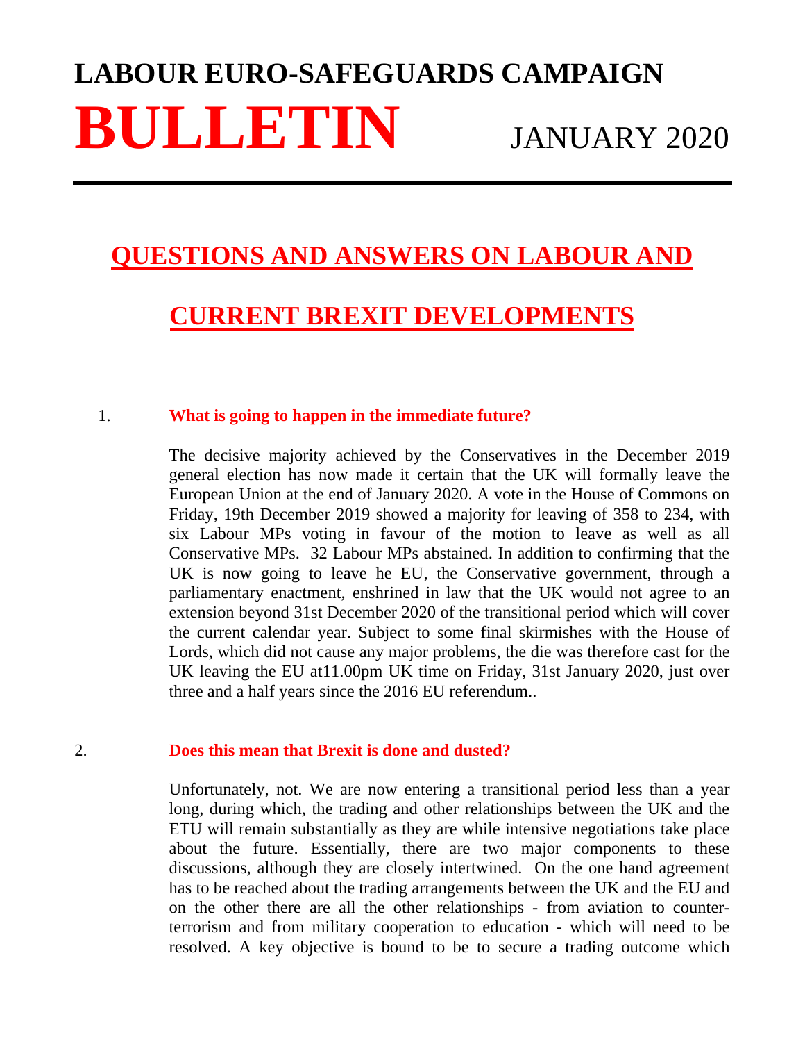# LABOUR EURO-SAFEGUARDS CAMPAIGN

# BULLETIN JANUARY 2020

## QUESTIONS AND ANSWERS ON LABOUR AND CURRENT BREXIT DEVELOPMENTS

1. **What is going to happen in the immediate future?**

The decisive majority achieved by the Conservatives in the December 2019 general election has now made it certain that the UK will formally leave the European Union at the end of January 2020. A vote in the House of Commons on Friday, 19th December 2019 showed a majority for leaving of 358 to 234, with six Labour MPs voting in favour of the motion to leave as well as all Conservative MPs. 32 Labour MPs abstained. In addition to confirming that the UK is now going to leave he EU, the Conservative government, through a parliamentary enactment, enshrined in law that the UK would not agree to an extension beyond 31st December 2020 of the transitional period which will cover the current calendar year. Subject to some final skirmishes with the House of Lords, which did not cause any major problems, the die was therefore cast for the UK leaving the EU at11.00pm UK time on Friday, 31st January 2020, just over three and a half years since the 2016 EU referendum..

2. **Does this mean that Brexit is done and dusted?**

Unfortunately, not. We are now entering a transitional period less than a year long, during which, the trading and other relationships between the UK and the ETU will remain substantially as they are while intensive negotiations take place about the future. Essentially, there are two major components to these discussions, although they are closely intertwined. On the one hand agreement has to be reached about the trading arrangements between the UK and the EU and on the other there are all the other relationships - from aviation to counter-terrorism and from military cooperation to education - which will need to be resolved. A key objective is bound to be to secure a trading outcome which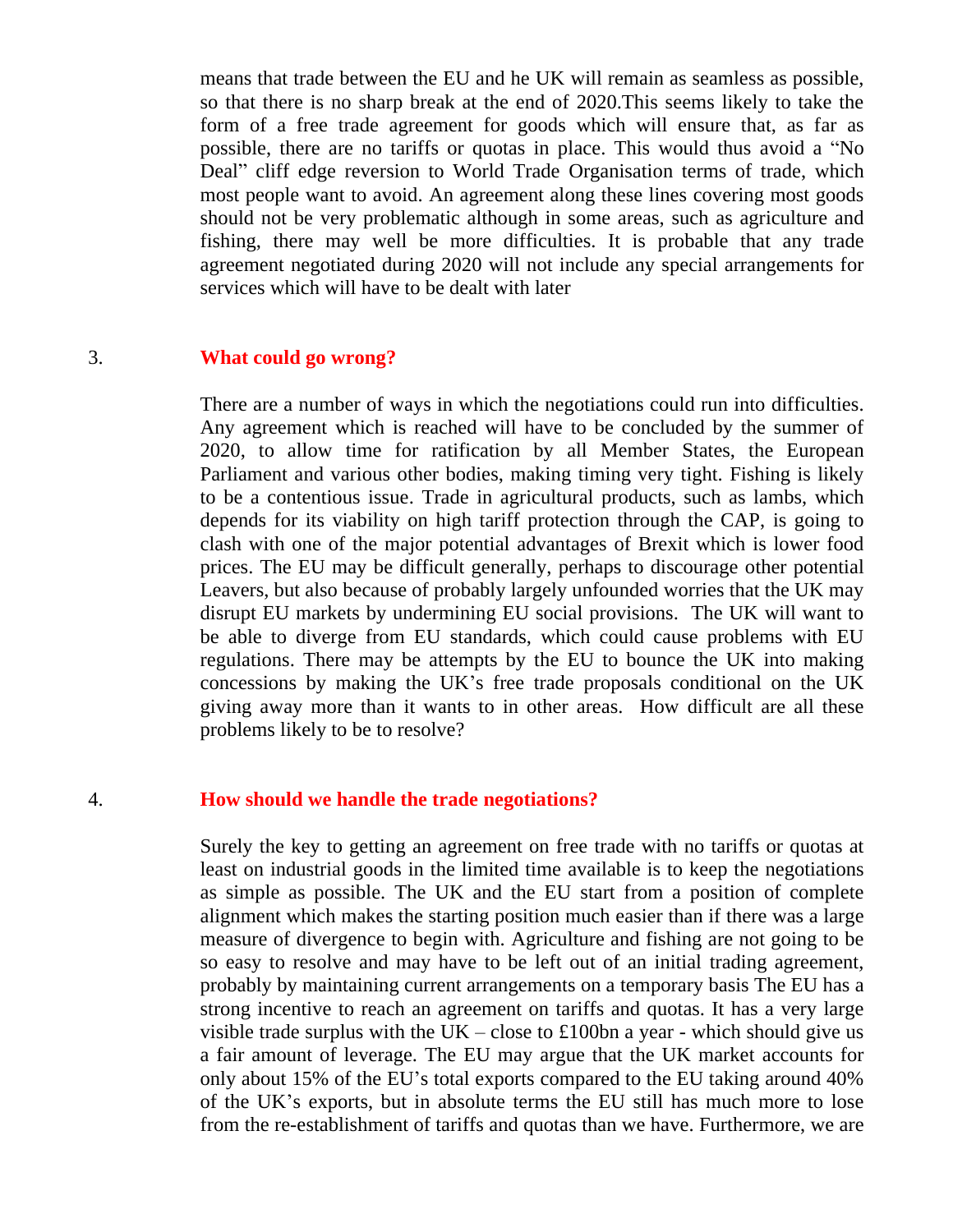means that trade between the EU and he UK will remain as seamless as possible, so that there is no sharp break at the end of 2020.This seems likely to take the form of a free trade agreement for goods which will ensure that, as far as possible, there are no tariffs or quotas in place. This would thus avoid a "No Deal" cliff edge reversion to World Trade Organisation terms of trade, which most people want to avoid. An agreement along these lines covering most goods should not be very problematic although in some areas, such as agriculture and fishing, there may well be more difficulties. It is probable that any trade agreement negotiated during 2020 will not include any special arrangements for services which will have to be dealt with later

## 3. What could go wrong?

There are a number of ways in which the negotiations could run into difficulties. Any agreement which is reached will have to be concluded by the summer of 2020, to allow time for ratification by all Member States, the European Parliament and various other bodies, making timing very tight. Fishing is likely to be a contentious issue. Trade in agricultural products, such as lambs, which depends for its viability on high tariff protection through the CAP, is going to clash with one of the major potential advantages of Brexit which is lower food prices. The EU may be difficult generally, perhaps to discourage other potential Leavers, but also because of probably largely unfounded worries that the UK may disrupt EU markets by undermining EU social provisions. The UK will want to be able to diverge from EU standards, which could cause problems with EU regulations. There may be attempts by the EU to bounce the UK into making concessions by making the UK's free trade proposals conditional on the UK giving away more than it wants to in other areas. How difficult are all these problems likely to be to resolve?

## 4. How should we handle the trade negotiations?

Surely the key to getting an agreement on free trade with no tariffs or quotas at least on industrial goods in the limited time available is to keep the negotiations as simple as possible. The UK and the EU start from a position of complete alignment which makes the starting position much easier than if there was a large measure of divergence to begin with. Agriculture and fishing are not going to be so easy to resolve and may have to be left out of an initial trading agreement, probably by maintaining current arrangements on a temporary basis The EU has a strong incentive to reach an agreement on tariffs and quotas. It has a very large visible trade surplus with the UK – close to £100bn a year - which should give us a fair amount of leverage. The EU may argue that the UK market accounts for only about 15% of the EU's total exports compared to the EU taking around 40% of the UK's exports, but in absolute terms the EU still has much more to lose from the re-establishment of tariffs and quotas than we have. Furthermore, we are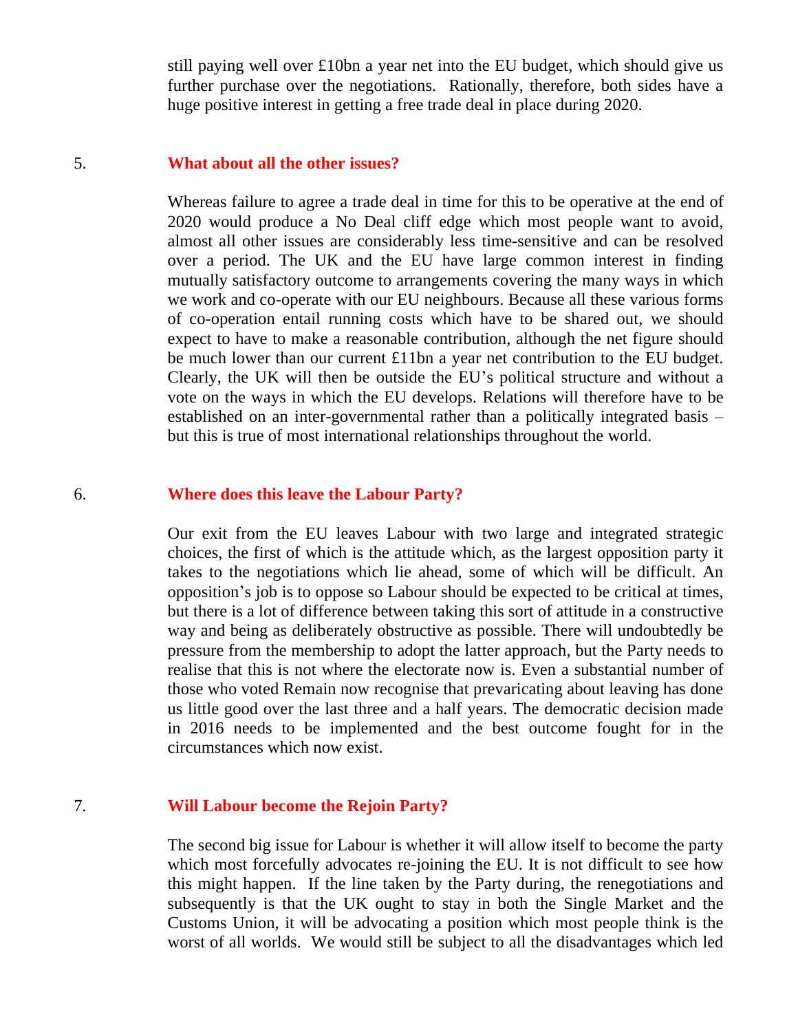still paying well over £10bn a year net into the EU budget, which should give us further purchase over the negotiations. Rationally, therefore, both sides have a huge positive interest in getting a free trade deal in place during 2020.

## 5. What about all the other issues?

Whereas failure to agree a trade deal in time for this to be operative at the end of 2020 would produce a No Deal cliff edge which most people want to avoid, almost all other issues are considerably less time-sensitive and can be resolved over a period. The UK and the EU have large common interest in finding mutually satisfactory outcome to arrangements covering the many ways in which we work and co-operate with our EU neighbours. Because all these various forms of co-operation entail running costs which have to be shared out, we should expect to have to make a reasonable contribution, although the net figure should be much lower than our current £11bn a year net contribution to the EU budget. Clearly, the UK will then be outside the EU's political structure and without a vote on the ways in which the EU develops. Relations will therefore have to be established on an inter-governmental rather than a politically integrated basis – but this is true of most international relationships throughout the world.

## 6. Where does this leave the Labour Party?

Our exit from the EU leaves Labour with two large and integrated strategic choices, the first of which is the attitude which, as the largest opposition party it takes to the negotiations which lie ahead, some of which will be difficult. An opposition's job is to oppose so Labour should be expected to be critical at times, but there is a lot of difference between taking this sort of attitude in a constructive way and being as deliberately obstructive as possible. There will undoubtedly be pressure from the membership to adopt the latter approach, but the Party needs to realise that this is not where the electorate now is. Even a substantial number of those who voted Remain now recognise that prevaricating about leaving has done us little good over the last three and a half years. The democratic decision made in 2016 needs to be implemented and the best outcome fought for in the circumstances which now exist.

## 7. Will Labour become the Rejoin Party?

The second big issue for Labour is whether it will allow itself to become the party which most forcefully advocates re-joining the EU. It is not difficult to see how this might happen. If the line taken by the Party during, the renegotiations and subsequently is that the UK ought to stay in both the Single Market and the Customs Union, it will be advocating a position which most people think is the worst of all worlds. We would still be subject to all the disadvantages which led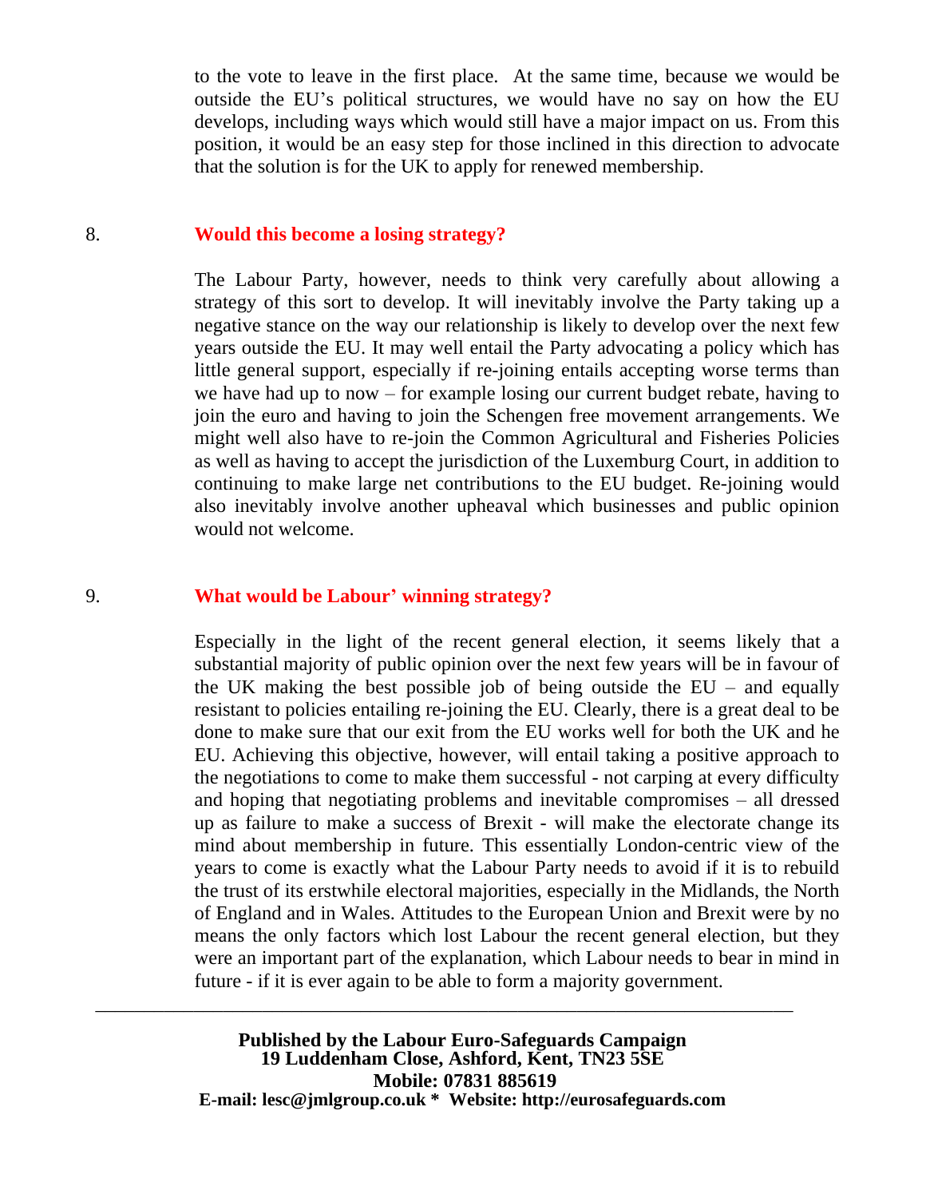to the vote to leave in the first place. At the same time, because we would be outside the EU's political structures, we would have no say on how the EU develops, including ways which would still have a major impact on us. From this position, it would be an easy step for those inclined in this direction to advocate that the solution is for the UK to apply for renewed membership.

## 8. Would this become a losing strategy?

The Labour Party, however, needs to think very carefully about allowing a strategy of this sort to develop. It will inevitably involve the Party taking up a negative stance on the way our relationship is likely to develop over the next few years outside the EU. It may well entail the Party advocating a policy which has little general support, especially if re-joining entails accepting worse terms than we have had up to now – for example losing our current budget rebate, having to join the euro and having to join the Schengen free movement arrangements. We might well also have to re-join the Common Agricultural and Fisheries Policies as well as having to accept the jurisdiction of the Luxemburg Court, in addition to continuing to make large net contributions to the EU budget. Re-joining would also inevitably involve another upheaval which businesses and public opinion would not welcome.

## 9. What would be Labour' winning strategy?

Especially in the light of the recent general election, it seems likely that a substantial majority of public opinion over the next few years will be in favour of the UK making the best possible job of being outside the EU – and equally resistant to policies entailing re-joining the EU. Clearly, there is a great deal to be done to make sure that our exit from the EU works well for both the UK and he EU. Achieving this objective, however, will entail taking a positive approach to the negotiations to come to make them successful - not carping at every difficulty and hoping that negotiating problems and inevitable compromises – all dressed up as failure to make a success of Brexit - will make the electorate change its mind about membership in future. This essentially London-centric view of the years to come is exactly what the Labour Party needs to avoid if it is to rebuild the trust of its erstwhile electoral majorities, especially in the Midlands, the North of England and in Wales. Attitudes to the European Union and Brexit were by no means the only factors which lost Labour the recent general election, but they were an important part of the explanation, which Labour needs to bear in mind in future - if it is ever again to be able to form a majority government.

---

**Published by the Labour Euro-Safeguards Campaign**
**19 Luddenham Close, Ashford, Kent, TN23 5SE**
**Mobile: 07831 885619**
**E-mail: lesc@jmlgroup.co.uk * Website: http://eurosafeguards.com**